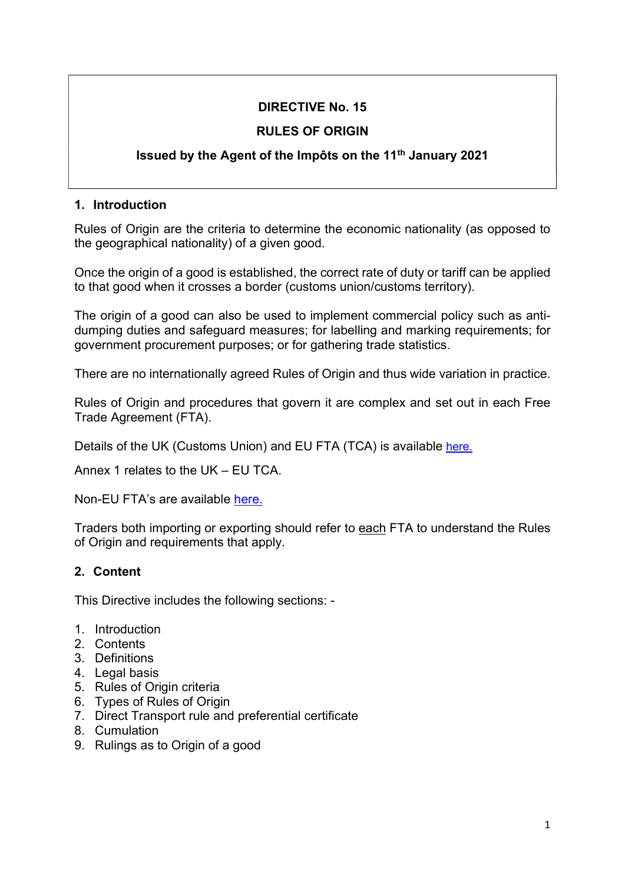**DIRECTIVE No. 15**

**RULES OF ORIGIN**

**Issued by the Agent of the Impôts on the 11th January 2021**

## 1. Introduction

Rules of Origin are the criteria to determine the economic nationality (as opposed to the geographical nationality) of a given good.

Once the origin of a good is established, the correct rate of duty or tariff can be applied to that good when it crosses a border (customs union/customs territory).

The origin of a good can also be used to implement commercial policy such as anti-dumping duties and safeguard measures; for labelling and marking requirements; for government procurement purposes; or for gathering trade statistics.

There are no internationally agreed Rules of Origin and thus wide variation in practice.

Rules of Origin and procedures that govern it are complex and set out in each Free Trade Agreement (FTA).

Details of the UK (Customs Union) and EU FTA (TCA) is available here.

Annex 1 relates to the UK – EU TCA.

Non-EU FTA's are available here.

Traders both importing or exporting should refer to each FTA to understand the Rules of Origin and requirements that apply.

## 2. Content

This Directive includes the following sections: -

1. Introduction
2. Contents
3. Definitions
4. Legal basis
5. Rules of Origin criteria
6. Types of Rules of Origin
7. Direct Transport rule and preferential certificate
8. Cumulation
9. Rulings as to Origin of a good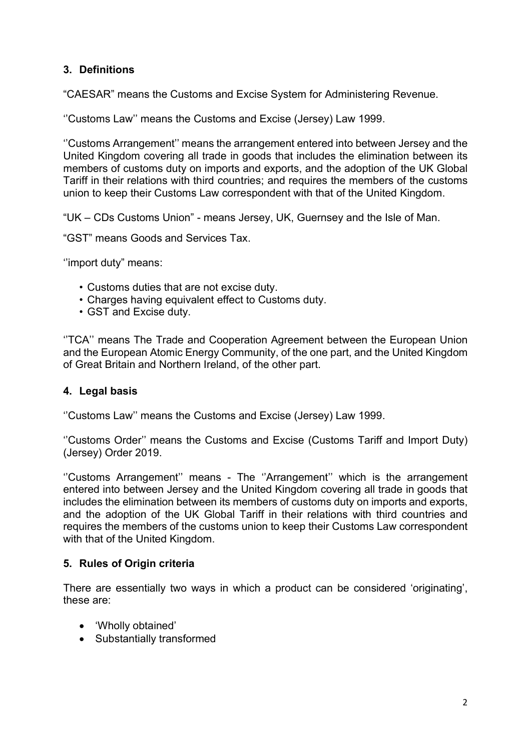## 3. Definitions

"CAESAR" means the Customs and Excise System for Administering Revenue.

''Customs Law'' means the Customs and Excise (Jersey) Law 1999.

''Customs Arrangement'' means the arrangement entered into between Jersey and the United Kingdom covering all trade in goods that includes the elimination between its members of customs duty on imports and exports, and the adoption of the UK Global Tariff in their relations with third countries; and requires the members of the customs union to keep their Customs Law correspondent with that of the United Kingdom.

"UK – CDs Customs Union" - means Jersey, UK, Guernsey and the Isle of Man.

"GST" means Goods and Services Tax.

''import duty" means:

- Customs duties that are not excise duty.
- Charges having equivalent effect to Customs duty.
- GST and Excise duty.

''TCA'' means The Trade and Cooperation Agreement between the European Union and the European Atomic Energy Community, of the one part, and the United Kingdom of Great Britain and Northern Ireland, of the other part.

## 4. Legal basis

''Customs Law'' means the Customs and Excise (Jersey) Law 1999.

''Customs Order'' means the Customs and Excise (Customs Tariff and Import Duty) (Jersey) Order 2019.

''Customs Arrangement'' means - The ''Arrangement'' which is the arrangement entered into between Jersey and the United Kingdom covering all trade in goods that includes the elimination between its members of customs duty on imports and exports, and the adoption of the UK Global Tariff in their relations with third countries and requires the members of the customs union to keep their Customs Law correspondent with that of the United Kingdom.

## 5. Rules of Origin criteria

There are essentially two ways in which a product can be considered 'originating', these are:

- 'Wholly obtained'
- Substantially transformed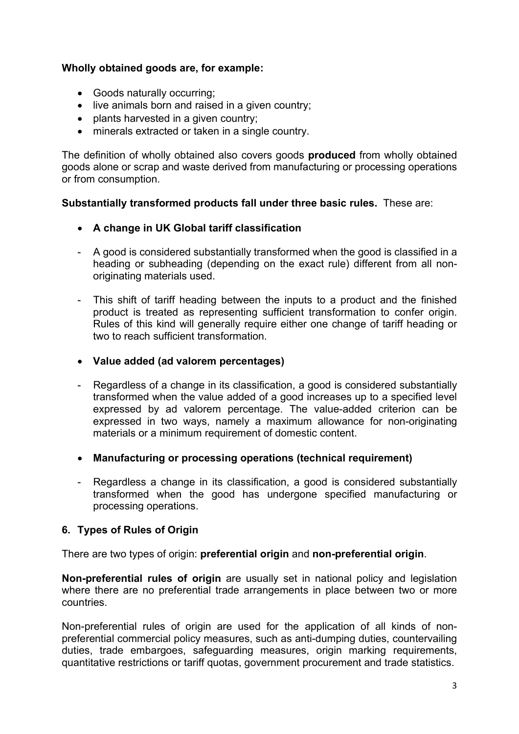**Wholly obtained goods are, for example:**

- Goods naturally occurring;
- live animals born and raised in a given country;
- plants harvested in a given country;
- minerals extracted or taken in a single country.

The definition of wholly obtained also covers goods **produced** from wholly obtained goods alone or scrap and waste derived from manufacturing or processing operations or from consumption.

**Substantially transformed products fall under three basic rules.** These are:

- **A change in UK Global tariff classification**

- A good is considered substantially transformed when the good is classified in a heading or subheading (depending on the exact rule) different from all non-originating materials used.

- This shift of tariff heading between the inputs to a product and the finished product is treated as representing sufficient transformation to confer origin. Rules of this kind will generally require either one change of tariff heading or two to reach sufficient transformation.

- **Value added (ad valorem percentages)**

- Regardless of a change in its classification, a good is considered substantially transformed when the value added of a good increases up to a specified level expressed by ad valorem percentage. The value-added criterion can be expressed in two ways, namely a maximum allowance for non-originating materials or a minimum requirement of domestic content.

- **Manufacturing or processing operations (technical requirement)**

- Regardless a change in its classification, a good is considered substantially transformed when the good has undergone specified manufacturing or processing operations.

## 6. Types of Rules of Origin

There are two types of origin: **preferential origin** and **non-preferential origin**.

**Non-preferential rules of origin** are usually set in national policy and legislation where there are no preferential trade arrangements in place between two or more countries.

Non-preferential rules of origin are used for the application of all kinds of non-preferential commercial policy measures, such as anti-dumping duties, countervailing duties, trade embargoes, safeguarding measures, origin marking requirements, quantitative restrictions or tariff quotas, government procurement and trade statistics.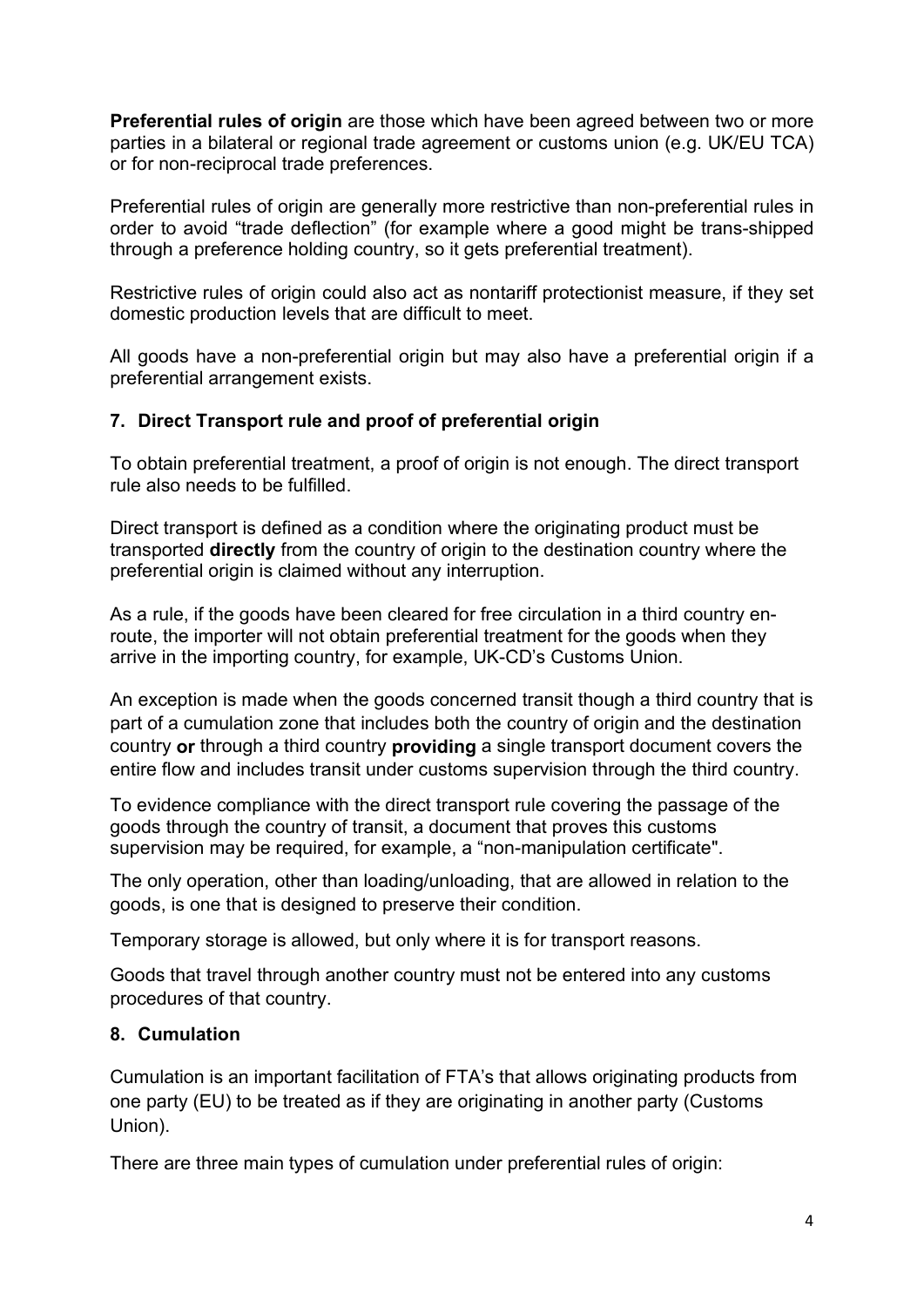**Preferential rules of origin** are those which have been agreed between two or more parties in a bilateral or regional trade agreement or customs union (e.g. UK/EU TCA) or for non-reciprocal trade preferences.

Preferential rules of origin are generally more restrictive than non-preferential rules in order to avoid "trade deflection" (for example where a good might be trans-shipped through a preference holding country, so it gets preferential treatment).

Restrictive rules of origin could also act as nontariff protectionist measure, if they set domestic production levels that are difficult to meet.

All goods have a non-preferential origin but may also have a preferential origin if a preferential arrangement exists.

## 7. Direct Transport rule and proof of preferential origin

To obtain preferential treatment, a proof of origin is not enough. The direct transport rule also needs to be fulfilled.

Direct transport is defined as a condition where the originating product must be transported **directly** from the country of origin to the destination country where the preferential origin is claimed without any interruption.

As a rule, if the goods have been cleared for free circulation in a third country en-route, the importer will not obtain preferential treatment for the goods when they arrive in the importing country, for example, UK-CD's Customs Union.

An exception is made when the goods concerned transit though a third country that is part of a cumulation zone that includes both the country of origin and the destination country **or** through a third country **providing** a single transport document covers the entire flow and includes transit under customs supervision through the third country.

To evidence compliance with the direct transport rule covering the passage of the goods through the country of transit, a document that proves this customs supervision may be required, for example, a "non-manipulation certificate".

The only operation, other than loading/unloading, that are allowed in relation to the goods, is one that is designed to preserve their condition.

Temporary storage is allowed, but only where it is for transport reasons.

Goods that travel through another country must not be entered into any customs procedures of that country.

## 8. Cumulation

Cumulation is an important facilitation of FTA's that allows originating products from one party (EU) to be treated as if they are originating in another party (Customs Union).

There are three main types of cumulation under preferential rules of origin: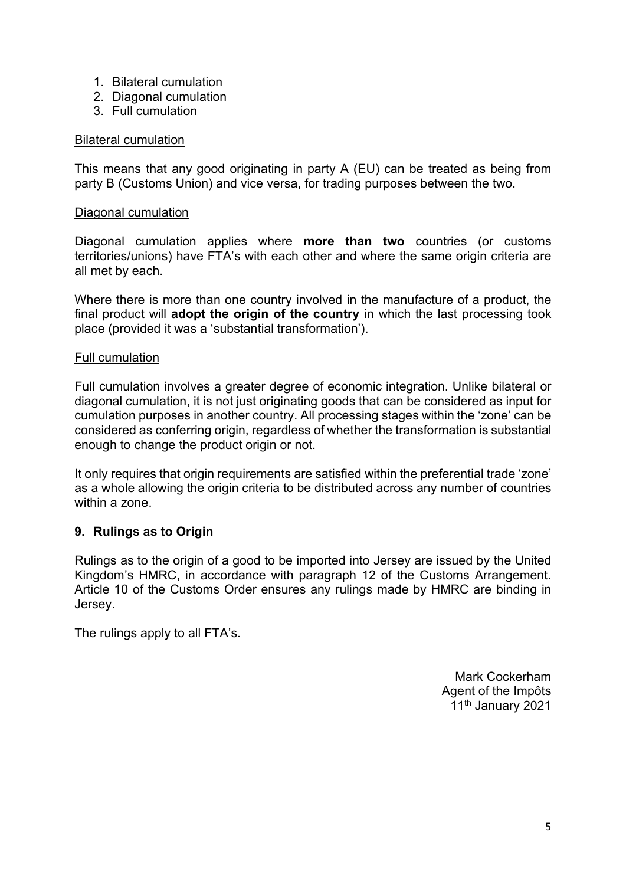1. Bilateral cumulation
2. Diagonal cumulation
3. Full cumulation

Bilateral cumulation

This means that any good originating in party A (EU) can be treated as being from party B (Customs Union) and vice versa, for trading purposes between the two.

Diagonal cumulation

Diagonal cumulation applies where **more than two** countries (or customs territories/unions) have FTA's with each other and where the same origin criteria are all met by each.

Where there is more than one country involved in the manufacture of a product, the final product will **adopt the origin of the country** in which the last processing took place (provided it was a 'substantial transformation').

Full cumulation

Full cumulation involves a greater degree of economic integration. Unlike bilateral or diagonal cumulation, it is not just originating goods that can be considered as input for cumulation purposes in another country. All processing stages within the 'zone' can be considered as conferring origin, regardless of whether the transformation is substantial enough to change the product origin or not.

It only requires that origin requirements are satisfied within the preferential trade 'zone' as a whole allowing the origin criteria to be distributed across any number of countries within a zone.

## 9. Rulings as to Origin

Rulings as to the origin of a good to be imported into Jersey are issued by the United Kingdom's HMRC, in accordance with paragraph 12 of the Customs Arrangement. Article 10 of the Customs Order ensures any rulings made by HMRC are binding in Jersey.

The rulings apply to all FTA's.

Mark Cockerham
Agent of the Impôts
11th January 2021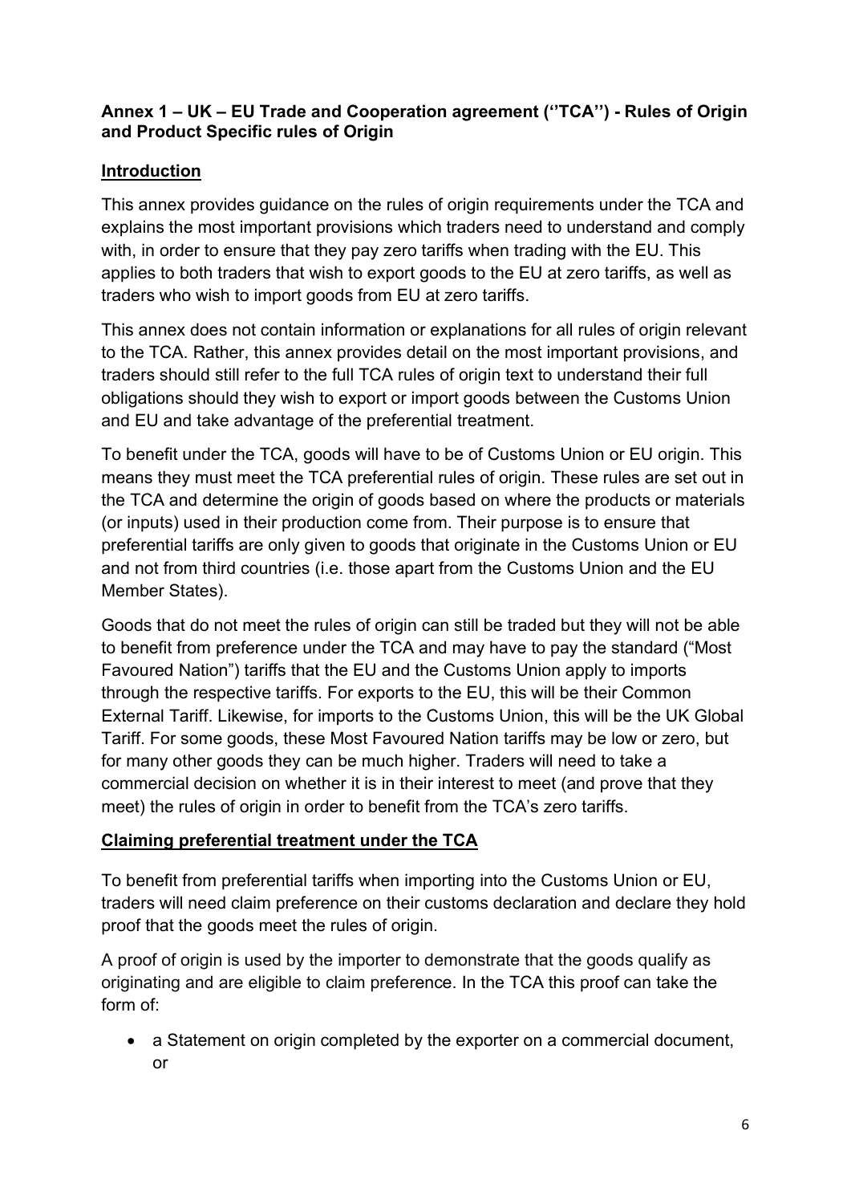## Annex 1 – UK – EU Trade and Cooperation agreement (''TCA'') - Rules of Origin and Product Specific rules of Origin

### Introduction

This annex provides guidance on the rules of origin requirements under the TCA and explains the most important provisions which traders need to understand and comply with, in order to ensure that they pay zero tariffs when trading with the EU. This applies to both traders that wish to export goods to the EU at zero tariffs, as well as traders who wish to import goods from EU at zero tariffs.

This annex does not contain information or explanations for all rules of origin relevant to the TCA. Rather, this annex provides detail on the most important provisions, and traders should still refer to the full TCA rules of origin text to understand their full obligations should they wish to export or import goods between the Customs Union and EU and take advantage of the preferential treatment.

To benefit under the TCA, goods will have to be of Customs Union or EU origin. This means they must meet the TCA preferential rules of origin. These rules are set out in the TCA and determine the origin of goods based on where the products or materials (or inputs) used in their production come from. Their purpose is to ensure that preferential tariffs are only given to goods that originate in the Customs Union or EU and not from third countries (i.e. those apart from the Customs Union and the EU Member States).

Goods that do not meet the rules of origin can still be traded but they will not be able to benefit from preference under the TCA and may have to pay the standard ("Most Favoured Nation") tariffs that the EU and the Customs Union apply to imports through the respective tariffs. For exports to the EU, this will be their Common External Tariff. Likewise, for imports to the Customs Union, this will be the UK Global Tariff. For some goods, these Most Favoured Nation tariffs may be low or zero, but for many other goods they can be much higher. Traders will need to take a commercial decision on whether it is in their interest to meet (and prove that they meet) the rules of origin in order to benefit from the TCA's zero tariffs.

### Claiming preferential treatment under the TCA

To benefit from preferential tariffs when importing into the Customs Union or EU, traders will need claim preference on their customs declaration and declare they hold proof that the goods meet the rules of origin.

A proof of origin is used by the importer to demonstrate that the goods qualify as originating and are eligible to claim preference. In the TCA this proof can take the form of:

- a Statement on origin completed by the exporter on a commercial document, or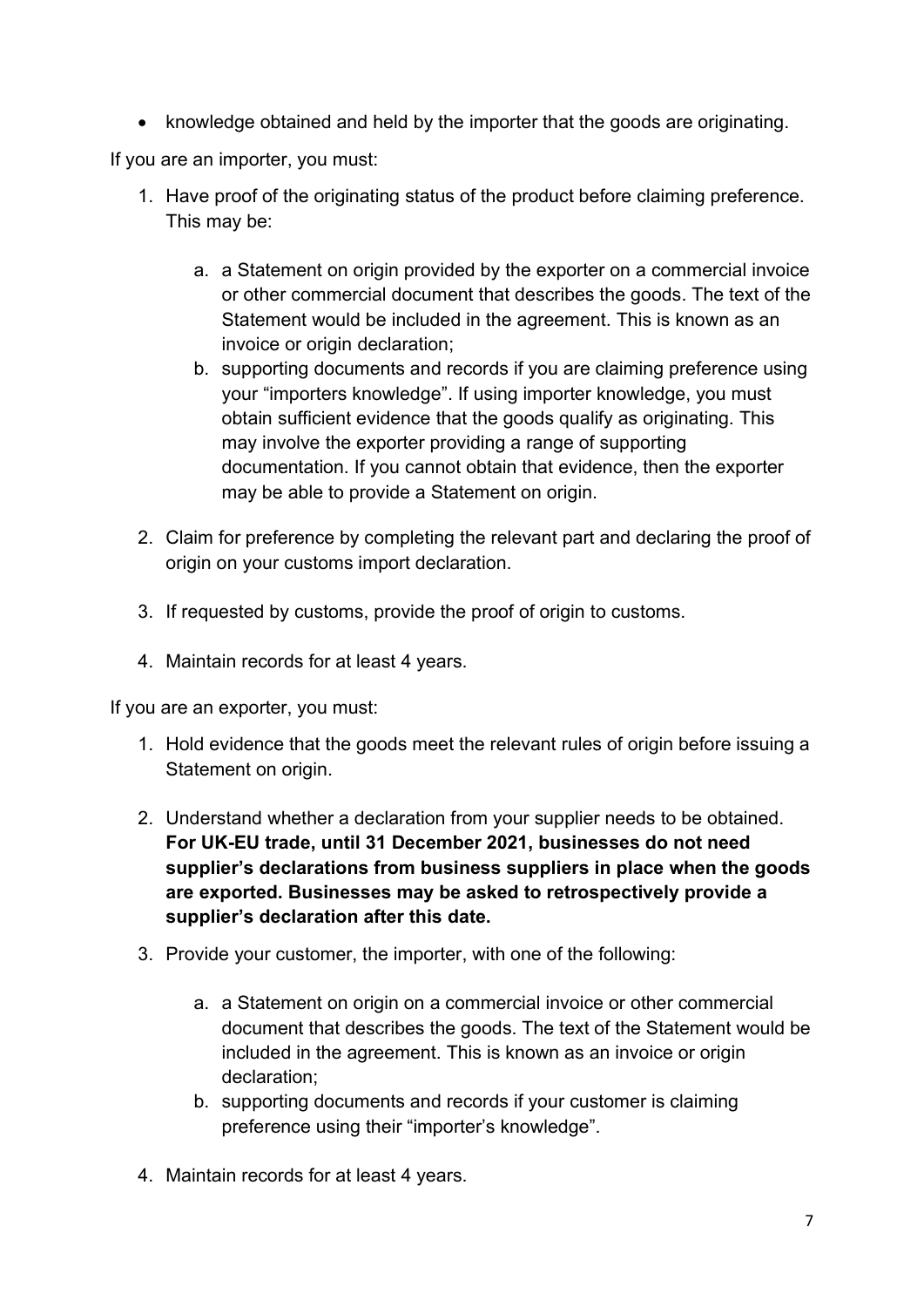- knowledge obtained and held by the importer that the goods are originating.

If you are an importer, you must:

1. Have proof of the originating status of the product before claiming preference. This may be:

    a. a Statement on origin provided by the exporter on a commercial invoice or other commercial document that describes the goods. The text of the Statement would be included in the agreement. This is known as an invoice or origin declaration;
    b. supporting documents and records if you are claiming preference using your "importers knowledge". If using importer knowledge, you must obtain sufficient evidence that the goods qualify as originating. This may involve the exporter providing a range of supporting documentation. If you cannot obtain that evidence, then the exporter may be able to provide a Statement on origin.

2. Claim for preference by completing the relevant part and declaring the proof of origin on your customs import declaration.

3. If requested by customs, provide the proof of origin to customs.

4. Maintain records for at least 4 years.

If you are an exporter, you must:

1. Hold evidence that the goods meet the relevant rules of origin before issuing a Statement on origin.

2. Understand whether a declaration from your supplier needs to be obtained. **For UK-EU trade, until 31 December 2021, businesses do not need supplier's declarations from business suppliers in place when the goods are exported. Businesses may be asked to retrospectively provide a supplier's declaration after this date.**

3. Provide your customer, the importer, with one of the following:

    a. a Statement on origin on a commercial invoice or other commercial document that describes the goods. The text of the Statement would be included in the agreement. This is known as an invoice or origin declaration;
    b. supporting documents and records if your customer is claiming preference using their "importer's knowledge".

4. Maintain records for at least 4 years.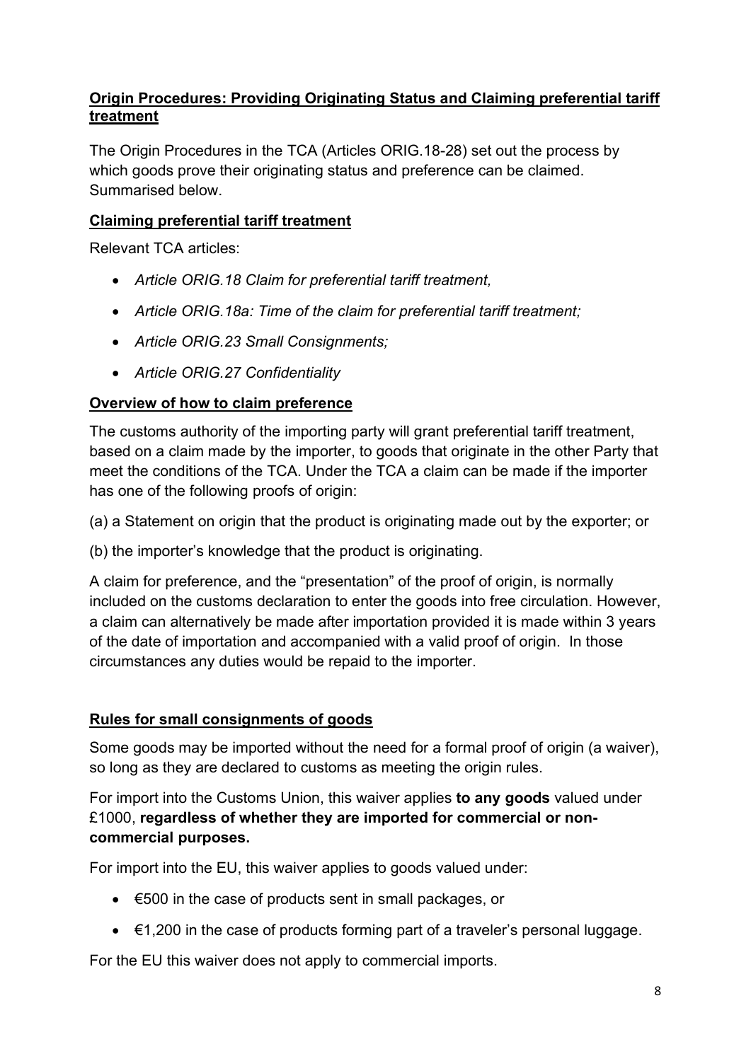## Origin Procedures: Providing Originating Status and Claiming preferential tariff treatment

The Origin Procedures in the TCA (Articles ORIG.18-28) set out the process by which goods prove their originating status and preference can be claimed. Summarised below.

### Claiming preferential tariff treatment

Relevant TCA articles:

- *Article ORIG.18 Claim for preferential tariff treatment,*
- *Article ORIG.18a: Time of the claim for preferential tariff treatment;*
- *Article ORIG.23 Small Consignments;*
- *Article ORIG.27 Confidentiality*

### Overview of how to claim preference

The customs authority of the importing party will grant preferential tariff treatment, based on a claim made by the importer, to goods that originate in the other Party that meet the conditions of the TCA. Under the TCA a claim can be made if the importer has one of the following proofs of origin:

(a) a Statement on origin that the product is originating made out by the exporter; or

(b) the importer's knowledge that the product is originating.

A claim for preference, and the "presentation" of the proof of origin, is normally included on the customs declaration to enter the goods into free circulation. However, a claim can alternatively be made after importation provided it is made within 3 years of the date of importation and accompanied with a valid proof of origin. In those circumstances any duties would be repaid to the importer.

### Rules for small consignments of goods

Some goods may be imported without the need for a formal proof of origin (a waiver), so long as they are declared to customs as meeting the origin rules.

For import into the Customs Union, this waiver applies **to any goods** valued under £1000, **regardless of whether they are imported for commercial or non-commercial purposes.**

For import into the EU, this waiver applies to goods valued under:

- €500 in the case of products sent in small packages, or
- €1,200 in the case of products forming part of a traveler's personal luggage.

For the EU this waiver does not apply to commercial imports.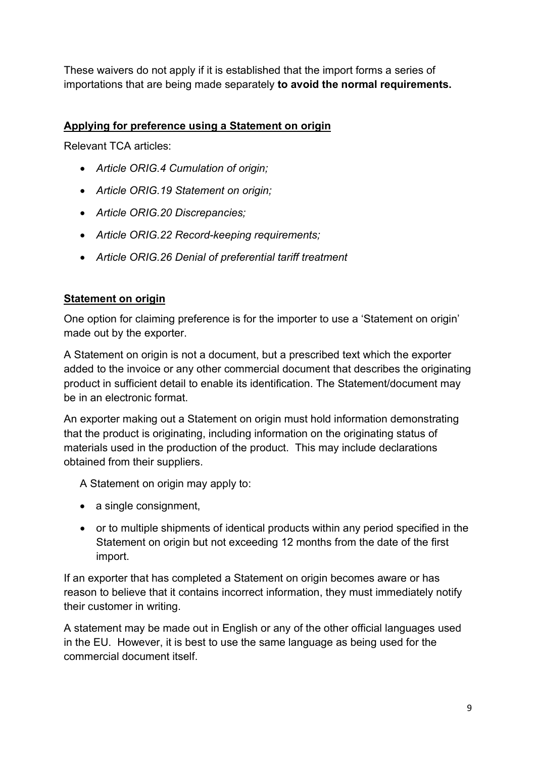These waivers do not apply if it is established that the import forms a series of importations that are being made separately **to avoid the normal requirements.**

## Applying for preference using a Statement on origin

Relevant TCA articles:

- *Article ORIG.4 Cumulation of origin;*
- *Article ORIG.19 Statement on origin;*
- *Article ORIG.20 Discrepancies;*
- *Article ORIG.22 Record-keeping requirements;*
- *Article ORIG.26 Denial of preferential tariff treatment*

## Statement on origin

One option for claiming preference is for the importer to use a 'Statement on origin' made out by the exporter.

A Statement on origin is not a document, but a prescribed text which the exporter added to the invoice or any other commercial document that describes the originating product in sufficient detail to enable its identification. The Statement/document may be in an electronic format.

An exporter making out a Statement on origin must hold information demonstrating that the product is originating, including information on the originating status of materials used in the production of the product. This may include declarations obtained from their suppliers.

A Statement on origin may apply to:

- a single consignment,
- or to multiple shipments of identical products within any period specified in the Statement on origin but not exceeding 12 months from the date of the first import.

If an exporter that has completed a Statement on origin becomes aware or has reason to believe that it contains incorrect information, they must immediately notify their customer in writing.

A statement may be made out in English or any of the other official languages used in the EU. However, it is best to use the same language as being used for the commercial document itself.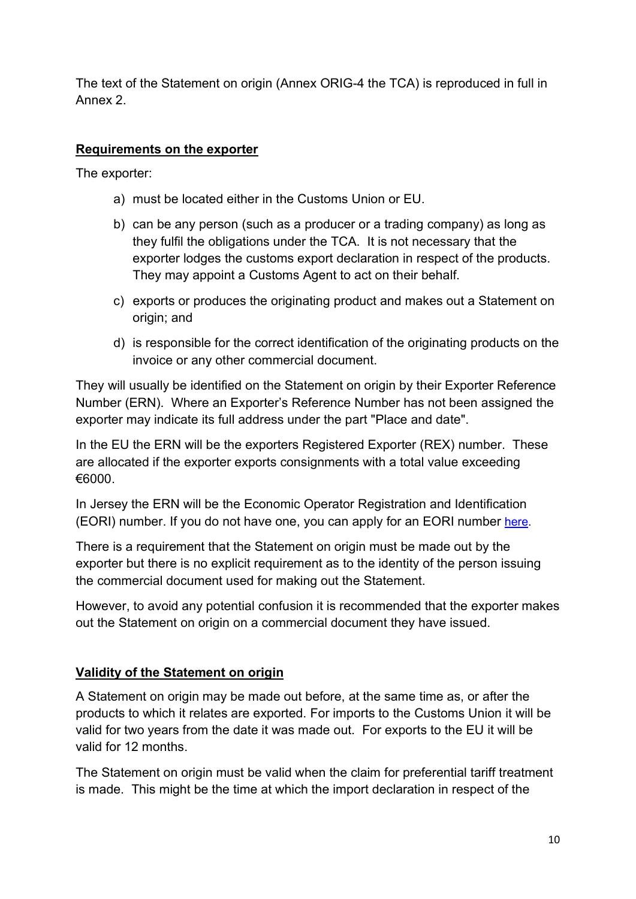The text of the Statement on origin (Annex ORIG-4 the TCA) is reproduced in full in Annex 2.

## Requirements on the exporter

The exporter:

a) must be located either in the Customs Union or EU.

b) can be any person (such as a producer or a trading company) as long as they fulfil the obligations under the TCA. It is not necessary that the exporter lodges the customs export declaration in respect of the products. They may appoint a Customs Agent to act on their behalf.

c) exports or produces the originating product and makes out a Statement on origin; and

d) is responsible for the correct identification of the originating products on the invoice or any other commercial document.

They will usually be identified on the Statement on origin by their Exporter Reference Number (ERN). Where an Exporter's Reference Number has not been assigned the exporter may indicate its full address under the part "Place and date".

In the EU the ERN will be the exporters Registered Exporter (REX) number. These are allocated if the exporter exports consignments with a total value exceeding €6000.

In Jersey the ERN will be the Economic Operator Registration and Identification (EORI) number. If you do not have one, you can apply for an EORI number here.

There is a requirement that the Statement on origin must be made out by the exporter but there is no explicit requirement as to the identity of the person issuing the commercial document used for making out the Statement.

However, to avoid any potential confusion it is recommended that the exporter makes out the Statement on origin on a commercial document they have issued.

## Validity of the Statement on origin

A Statement on origin may be made out before, at the same time as, or after the products to which it relates are exported. For imports to the Customs Union it will be valid for two years from the date it was made out. For exports to the EU it will be valid for 12 months.

The Statement on origin must be valid when the claim for preferential tariff treatment is made. This might be the time at which the import declaration in respect of the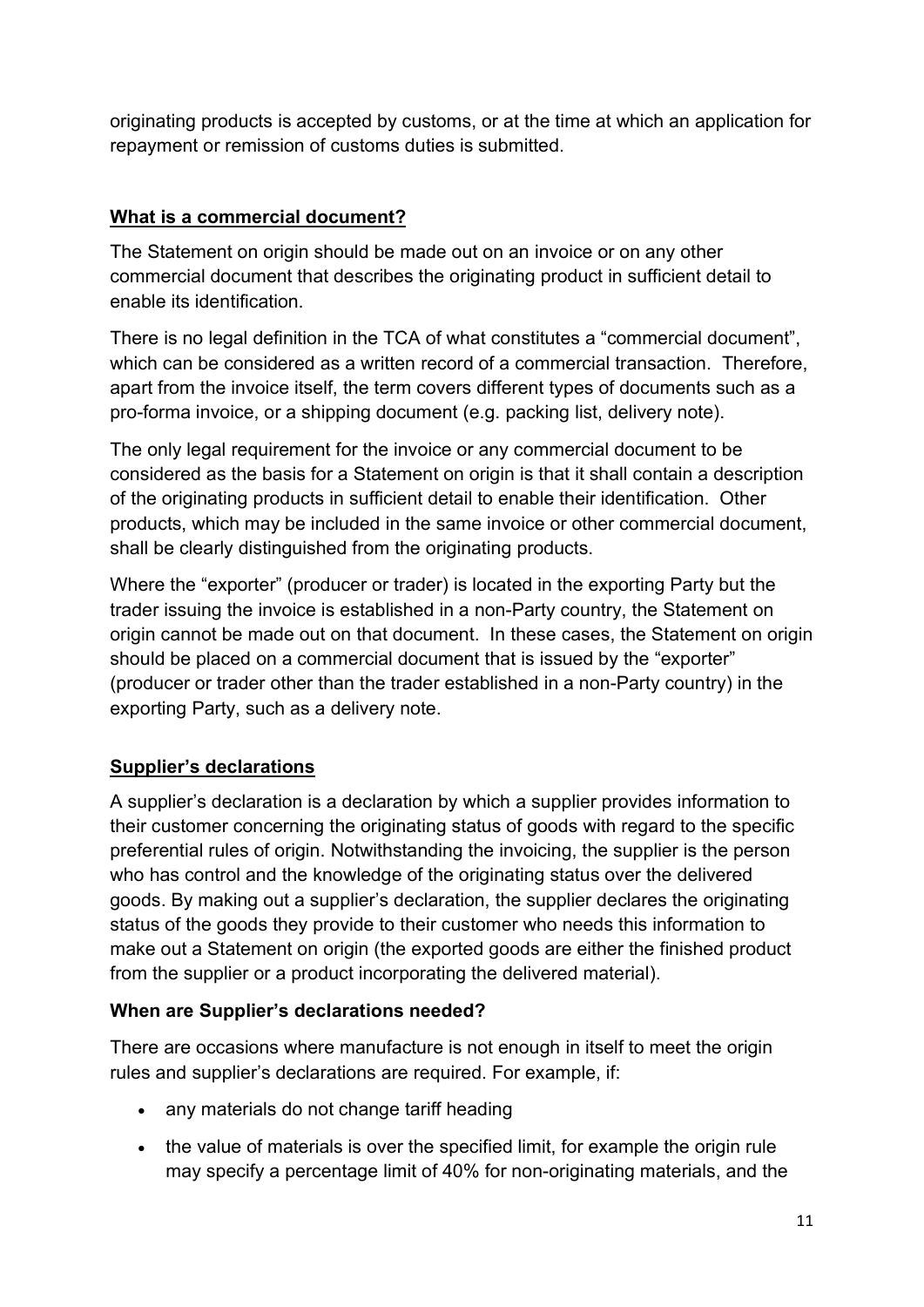originating products is accepted by customs, or at the time at which an application for repayment or remission of customs duties is submitted.

## What is a commercial document?

The Statement on origin should be made out on an invoice or on any other commercial document that describes the originating product in sufficient detail to enable its identification.

There is no legal definition in the TCA of what constitutes a "commercial document", which can be considered as a written record of a commercial transaction. Therefore, apart from the invoice itself, the term covers different types of documents such as a pro-forma invoice, or a shipping document (e.g. packing list, delivery note).

The only legal requirement for the invoice or any commercial document to be considered as the basis for a Statement on origin is that it shall contain a description of the originating products in sufficient detail to enable their identification. Other products, which may be included in the same invoice or other commercial document, shall be clearly distinguished from the originating products.

Where the "exporter" (producer or trader) is located in the exporting Party but the trader issuing the invoice is established in a non-Party country, the Statement on origin cannot be made out on that document. In these cases, the Statement on origin should be placed on a commercial document that is issued by the "exporter" (producer or trader other than the trader established in a non-Party country) in the exporting Party, such as a delivery note.

## Supplier's declarations

A supplier's declaration is a declaration by which a supplier provides information to their customer concerning the originating status of goods with regard to the specific preferential rules of origin. Notwithstanding the invoicing, the supplier is the person who has control and the knowledge of the originating status over the delivered goods. By making out a supplier's declaration, the supplier declares the originating status of the goods they provide to their customer who needs this information to make out a Statement on origin (the exported goods are either the finished product from the supplier or a product incorporating the delivered material).

### When are Supplier's declarations needed?

There are occasions where manufacture is not enough in itself to meet the origin rules and supplier's declarations are required. For example, if:

- any materials do not change tariff heading
- the value of materials is over the specified limit, for example the origin rule may specify a percentage limit of 40% for non-originating materials, and the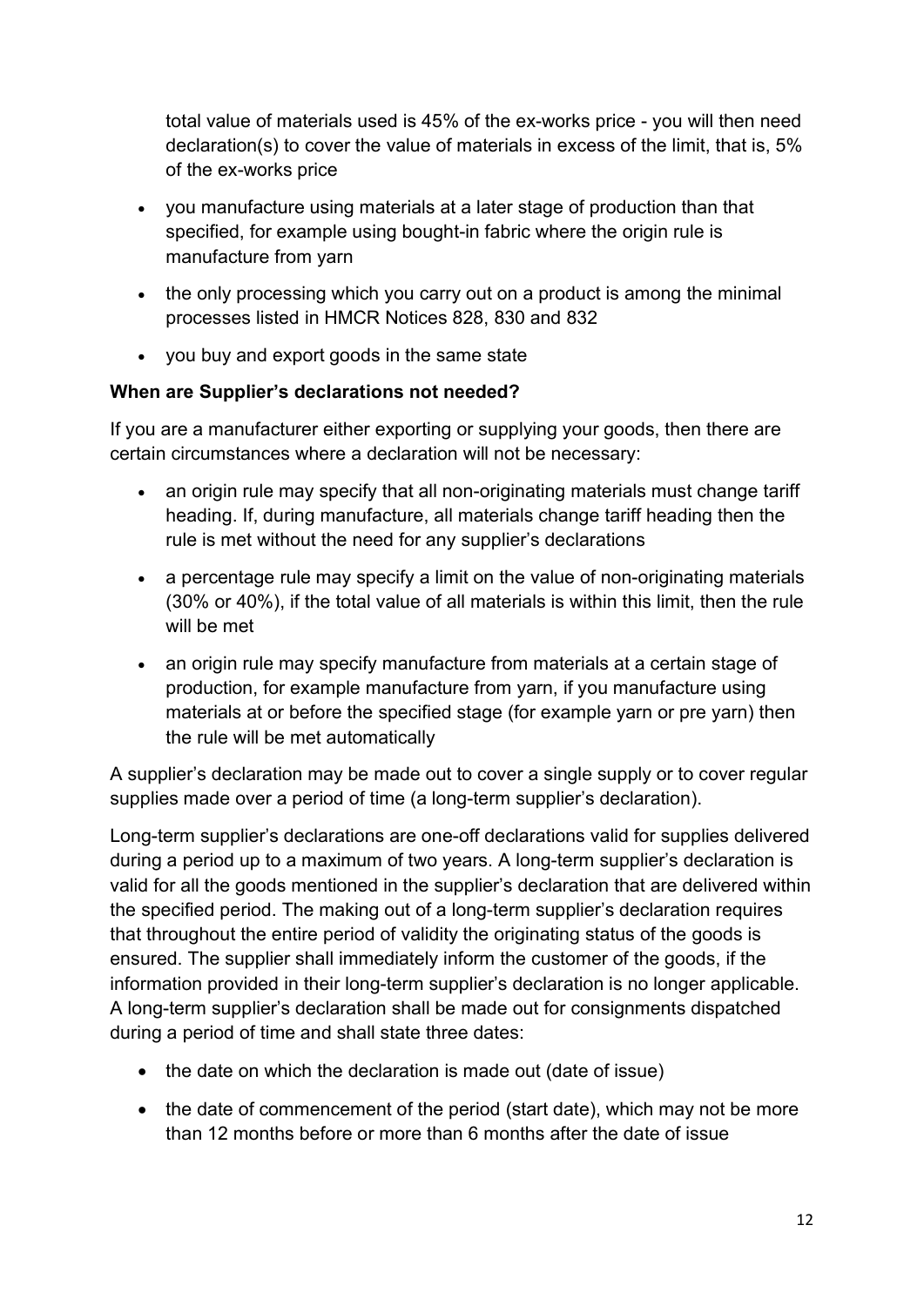total value of materials used is 45% of the ex-works price - you will then need declaration(s) to cover the value of materials in excess of the limit, that is, 5% of the ex-works price

- you manufacture using materials at a later stage of production than that specified, for example using bought-in fabric where the origin rule is manufacture from yarn
- the only processing which you carry out on a product is among the minimal processes listed in HMCR Notices 828, 830 and 832
- you buy and export goods in the same state

**When are Supplier's declarations not needed?**

If you are a manufacturer either exporting or supplying your goods, then there are certain circumstances where a declaration will not be necessary:

- an origin rule may specify that all non-originating materials must change tariff heading. If, during manufacture, all materials change tariff heading then the rule is met without the need for any supplier's declarations
- a percentage rule may specify a limit on the value of non-originating materials (30% or 40%), if the total value of all materials is within this limit, then the rule will be met
- an origin rule may specify manufacture from materials at a certain stage of production, for example manufacture from yarn, if you manufacture using materials at or before the specified stage (for example yarn or pre yarn) then the rule will be met automatically

A supplier's declaration may be made out to cover a single supply or to cover regular supplies made over a period of time (a long-term supplier's declaration).

Long-term supplier's declarations are one-off declarations valid for supplies delivered during a period up to a maximum of two years. A long-term supplier's declaration is valid for all the goods mentioned in the supplier's declaration that are delivered within the specified period. The making out of a long-term supplier's declaration requires that throughout the entire period of validity the originating status of the goods is ensured. The supplier shall immediately inform the customer of the goods, if the information provided in their long-term supplier's declaration is no longer applicable. A long-term supplier's declaration shall be made out for consignments dispatched during a period of time and shall state three dates:

- the date on which the declaration is made out (date of issue)
- the date of commencement of the period (start date), which may not be more than 12 months before or more than 6 months after the date of issue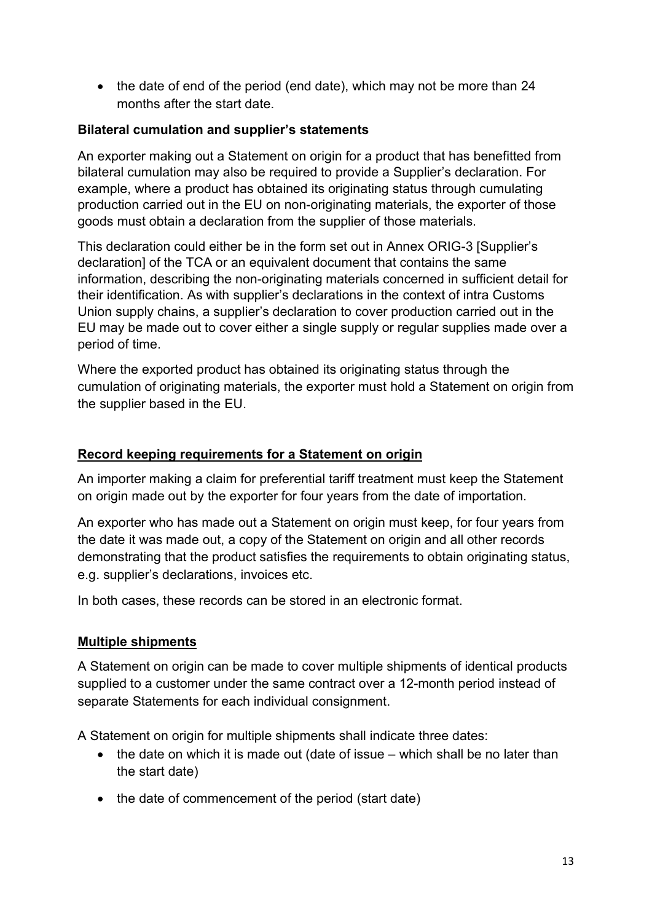- the date of end of the period (end date), which may not be more than 24 months after the start date.

**Bilateral cumulation and supplier's statements**

An exporter making out a Statement on origin for a product that has benefitted from bilateral cumulation may also be required to provide a Supplier's declaration. For example, where a product has obtained its originating status through cumulating production carried out in the EU on non-originating materials, the exporter of those goods must obtain a declaration from the supplier of those materials.

This declaration could either be in the form set out in Annex ORIG-3 [Supplier's declaration] of the TCA or an equivalent document that contains the same information, describing the non-originating materials concerned in sufficient detail for their identification. As with supplier's declarations in the context of intra Customs Union supply chains, a supplier's declaration to cover production carried out in the EU may be made out to cover either a single supply or regular supplies made over a period of time.

Where the exported product has obtained its originating status through the cumulation of originating materials, the exporter must hold a Statement on origin from the supplier based in the EU.

## Record keeping requirements for a Statement on origin

An importer making a claim for preferential tariff treatment must keep the Statement on origin made out by the exporter for four years from the date of importation.

An exporter who has made out a Statement on origin must keep, for four years from the date it was made out, a copy of the Statement on origin and all other records demonstrating that the product satisfies the requirements to obtain originating status, e.g. supplier's declarations, invoices etc.

In both cases, these records can be stored in an electronic format.

## Multiple shipments

A Statement on origin can be made to cover multiple shipments of identical products supplied to a customer under the same contract over a 12-month period instead of separate Statements for each individual consignment.

A Statement on origin for multiple shipments shall indicate three dates:

- the date on which it is made out (date of issue – which shall be no later than the start date)
- the date of commencement of the period (start date)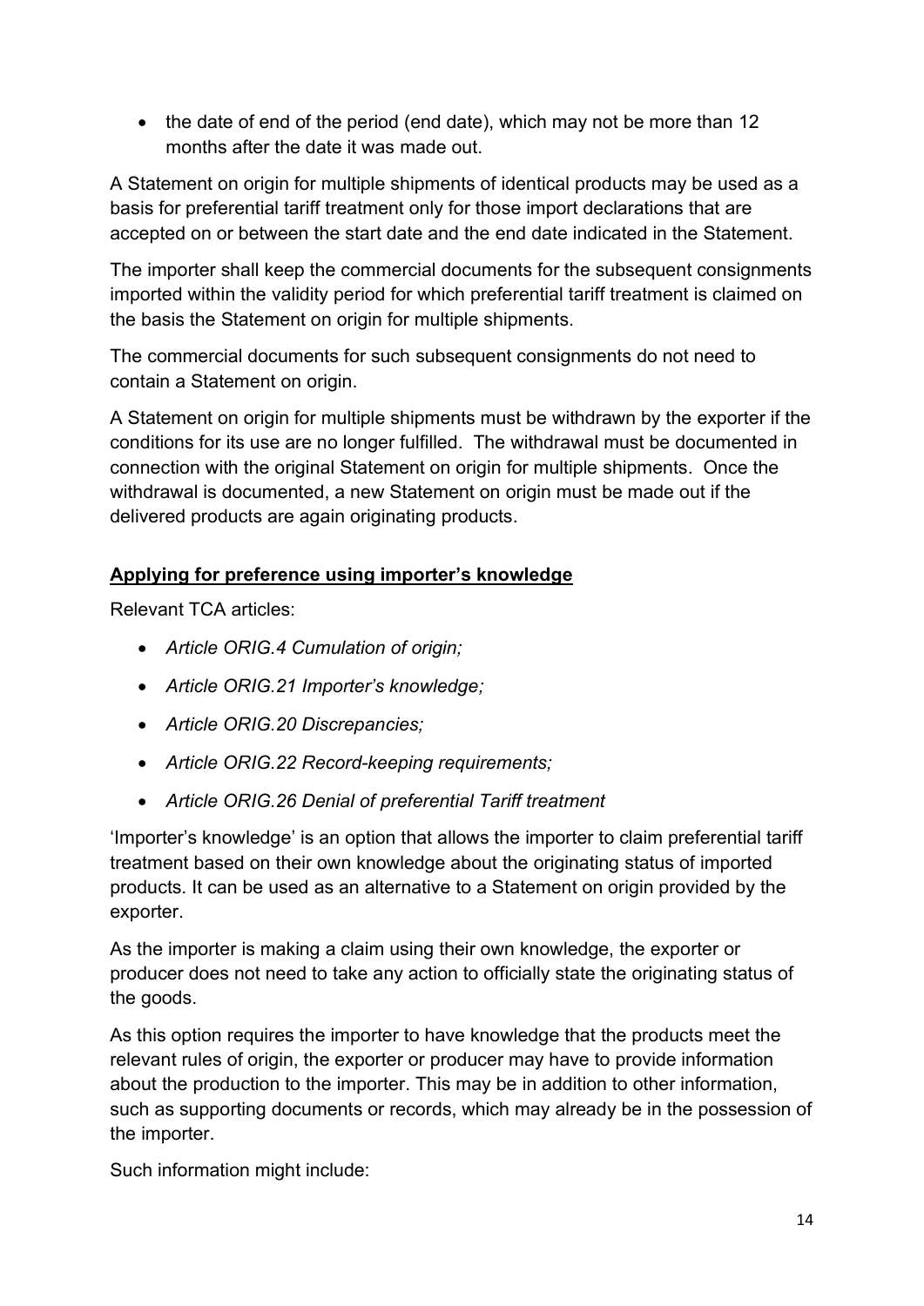- the date of end of the period (end date), which may not be more than 12 months after the date it was made out.

A Statement on origin for multiple shipments of identical products may be used as a basis for preferential tariff treatment only for those import declarations that are accepted on or between the start date and the end date indicated in the Statement.

The importer shall keep the commercial documents for the subsequent consignments imported within the validity period for which preferential tariff treatment is claimed on the basis the Statement on origin for multiple shipments.

The commercial documents for such subsequent consignments do not need to contain a Statement on origin.

A Statement on origin for multiple shipments must be withdrawn by the exporter if the conditions for its use are no longer fulfilled. The withdrawal must be documented in connection with the original Statement on origin for multiple shipments. Once the withdrawal is documented, a new Statement on origin must be made out if the delivered products are again originating products.

## Applying for preference using importer's knowledge

Relevant TCA articles:

- *Article ORIG.4 Cumulation of origin;*
- *Article ORIG.21 Importer's knowledge;*
- *Article ORIG.20 Discrepancies;*
- *Article ORIG.22 Record-keeping requirements;*
- *Article ORIG.26 Denial of preferential Tariff treatment*

'Importer's knowledge' is an option that allows the importer to claim preferential tariff treatment based on their own knowledge about the originating status of imported products. It can be used as an alternative to a Statement on origin provided by the exporter.

As the importer is making a claim using their own knowledge, the exporter or producer does not need to take any action to officially state the originating status of the goods.

As this option requires the importer to have knowledge that the products meet the relevant rules of origin, the exporter or producer may have to provide information about the production to the importer. This may be in addition to other information, such as supporting documents or records, which may already be in the possession of the importer.

Such information might include: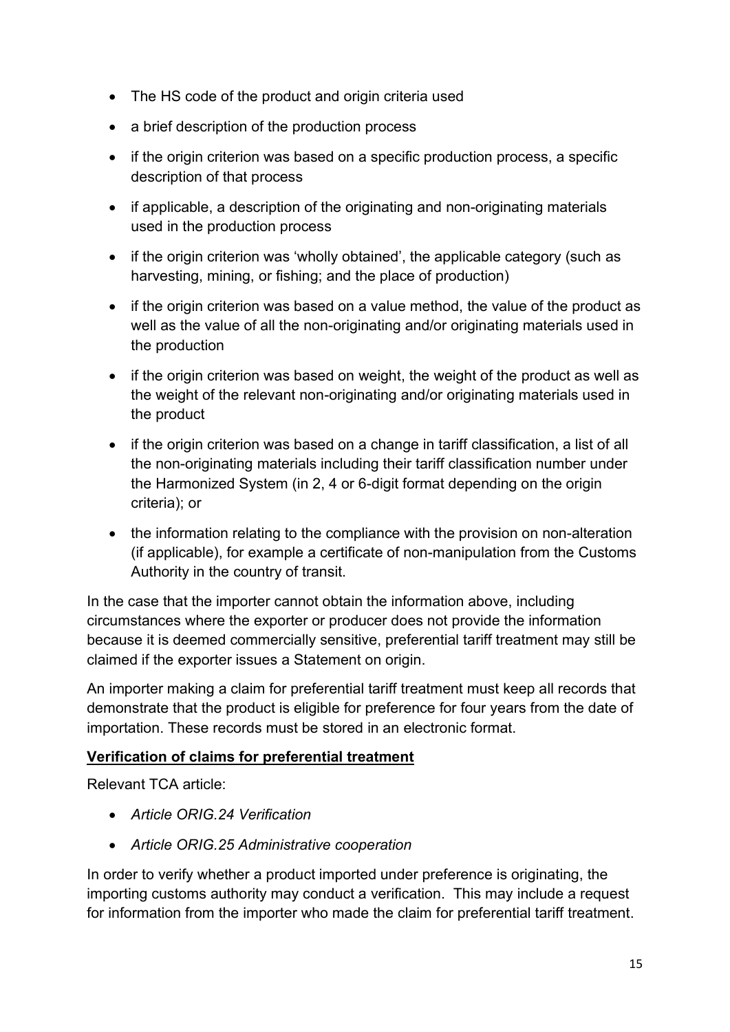- The HS code of the product and origin criteria used
- a brief description of the production process
- if the origin criterion was based on a specific production process, a specific description of that process
- if applicable, a description of the originating and non-originating materials used in the production process
- if the origin criterion was 'wholly obtained', the applicable category (such as harvesting, mining, or fishing; and the place of production)
- if the origin criterion was based on a value method, the value of the product as well as the value of all the non-originating and/or originating materials used in the production
- if the origin criterion was based on weight, the weight of the product as well as the weight of the relevant non-originating and/or originating materials used in the product
- if the origin criterion was based on a change in tariff classification, a list of all the non-originating materials including their tariff classification number under the Harmonized System (in 2, 4 or 6-digit format depending on the origin criteria); or
- the information relating to the compliance with the provision on non-alteration (if applicable), for example a certificate of non-manipulation from the Customs Authority in the country of transit.

In the case that the importer cannot obtain the information above, including circumstances where the exporter or producer does not provide the information because it is deemed commercially sensitive, preferential tariff treatment may still be claimed if the exporter issues a Statement on origin.

An importer making a claim for preferential tariff treatment must keep all records that demonstrate that the product is eligible for preference for four years from the date of importation. These records must be stored in an electronic format.

**Verification of claims for preferential treatment**

Relevant TCA article:

- *Article ORIG.24 Verification*
- *Article ORIG.25 Administrative cooperation*

In order to verify whether a product imported under preference is originating, the importing customs authority may conduct a verification. This may include a request for information from the importer who made the claim for preferential tariff treatment.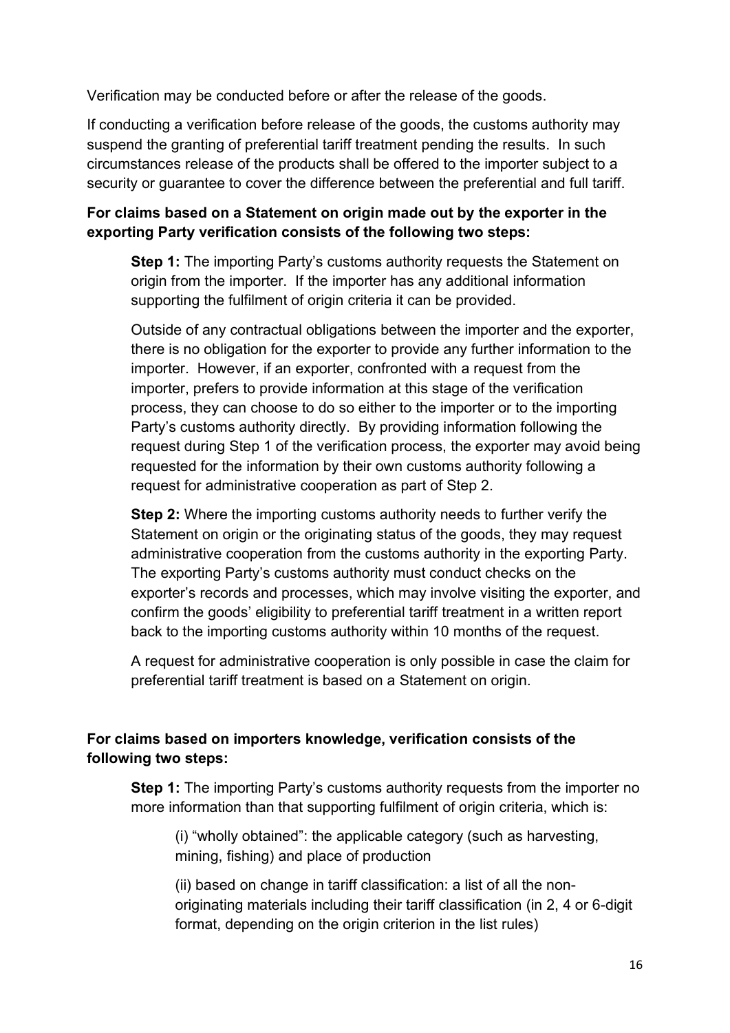Verification may be conducted before or after the release of the goods.

If conducting a verification before release of the goods, the customs authority may suspend the granting of preferential tariff treatment pending the results. In such circumstances release of the products shall be offered to the importer subject to a security or guarantee to cover the difference between the preferential and full tariff.

**For claims based on a Statement on origin made out by the exporter in the exporting Party verification consists of the following two steps:**

**Step 1:** The importing Party's customs authority requests the Statement on origin from the importer. If the importer has any additional information supporting the fulfilment of origin criteria it can be provided.

Outside of any contractual obligations between the importer and the exporter, there is no obligation for the exporter to provide any further information to the importer. However, if an exporter, confronted with a request from the importer, prefers to provide information at this stage of the verification process, they can choose to do so either to the importer or to the importing Party's customs authority directly. By providing information following the request during Step 1 of the verification process, the exporter may avoid being requested for the information by their own customs authority following a request for administrative cooperation as part of Step 2.

**Step 2:** Where the importing customs authority needs to further verify the Statement on origin or the originating status of the goods, they may request administrative cooperation from the customs authority in the exporting Party. The exporting Party's customs authority must conduct checks on the exporter's records and processes, which may involve visiting the exporter, and confirm the goods' eligibility to preferential tariff treatment in a written report back to the importing customs authority within 10 months of the request.

A request for administrative cooperation is only possible in case the claim for preferential tariff treatment is based on a Statement on origin.

**For claims based on importers knowledge, verification consists of the following two steps:**

**Step 1:** The importing Party's customs authority requests from the importer no more information than that supporting fulfilment of origin criteria, which is:

(i) "wholly obtained": the applicable category (such as harvesting, mining, fishing) and place of production

(ii) based on change in tariff classification: a list of all the non-originating materials including their tariff classification (in 2, 4 or 6-digit format, depending on the origin criterion in the list rules)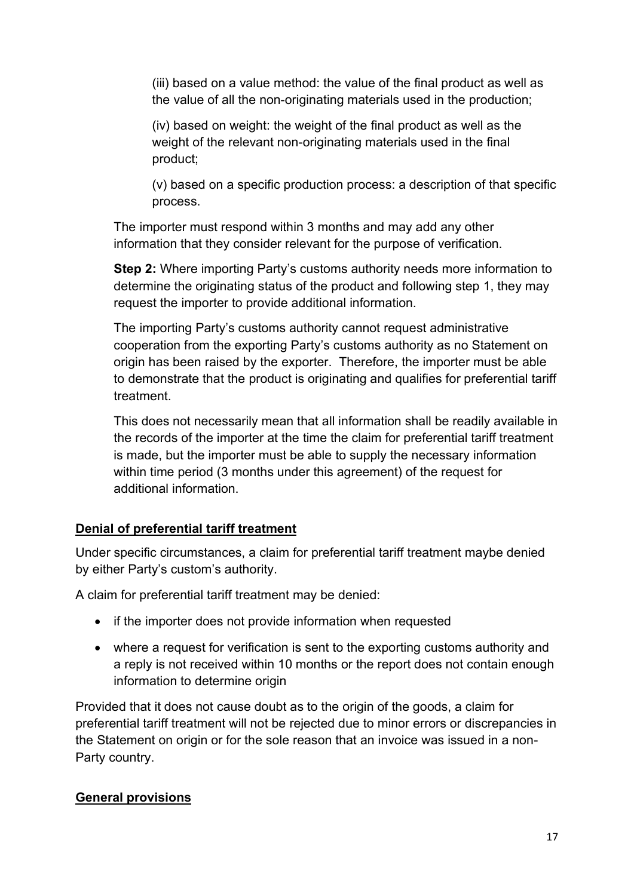(iii) based on a value method: the value of the final product as well as the value of all the non-originating materials used in the production;

(iv) based on weight: the weight of the final product as well as the weight of the relevant non-originating materials used in the final product;

(v) based on a specific production process: a description of that specific process.

The importer must respond within 3 months and may add any other information that they consider relevant for the purpose of verification.

**Step 2:** Where importing Party's customs authority needs more information to determine the originating status of the product and following step 1, they may request the importer to provide additional information.

The importing Party's customs authority cannot request administrative cooperation from the exporting Party's customs authority as no Statement on origin has been raised by the exporter. Therefore, the importer must be able to demonstrate that the product is originating and qualifies for preferential tariff treatment.

This does not necessarily mean that all information shall be readily available in the records of the importer at the time the claim for preferential tariff treatment is made, but the importer must be able to supply the necessary information within time period (3 months under this agreement) of the request for additional information.

**Denial of preferential tariff treatment**

Under specific circumstances, a claim for preferential tariff treatment maybe denied by either Party's custom's authority.

A claim for preferential tariff treatment may be denied:

- if the importer does not provide information when requested
- where a request for verification is sent to the exporting customs authority and a reply is not received within 10 months or the report does not contain enough information to determine origin

Provided that it does not cause doubt as to the origin of the goods, a claim for preferential tariff treatment will not be rejected due to minor errors or discrepancies in the Statement on origin or for the sole reason that an invoice was issued in a non-Party country.

**General provisions**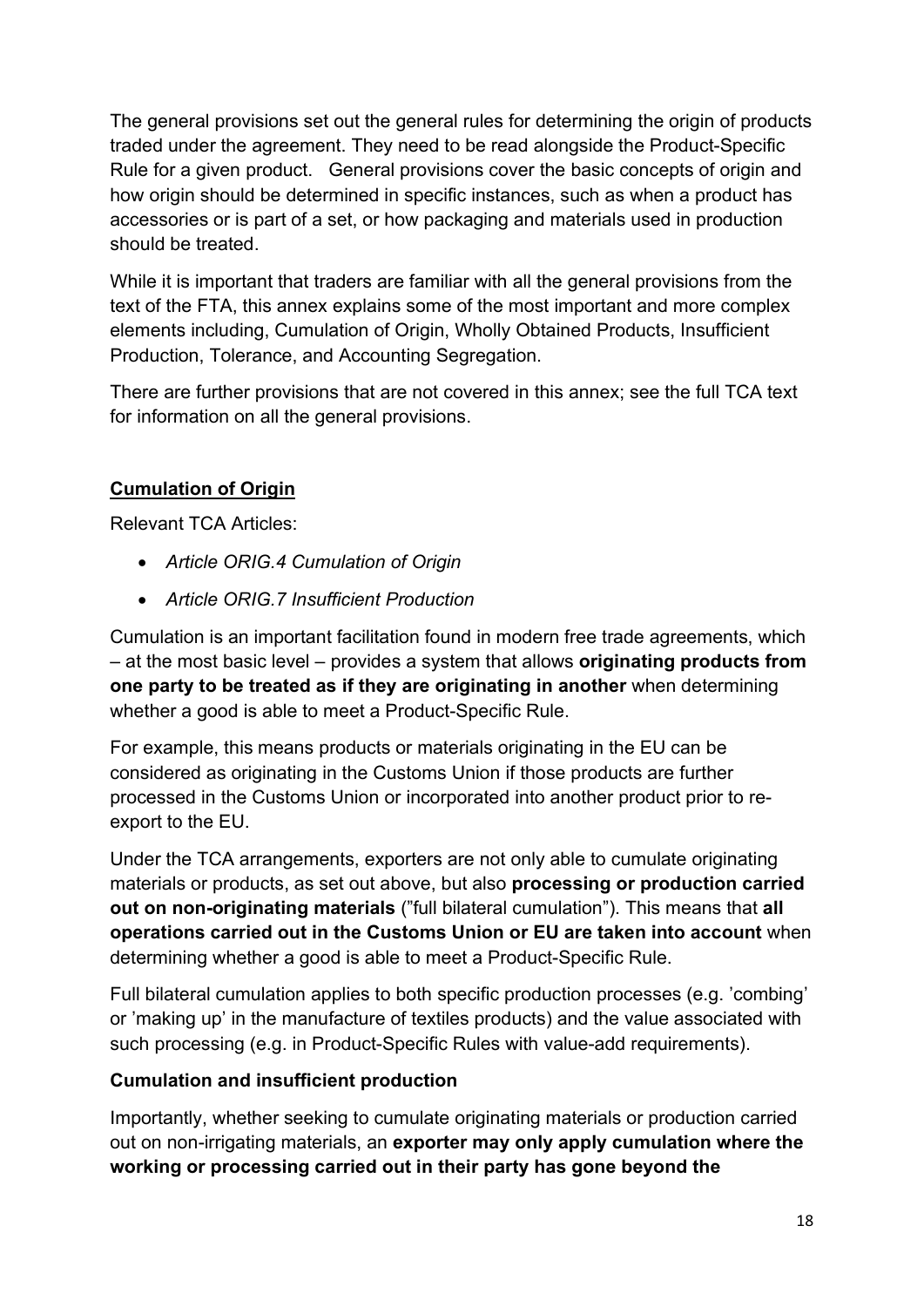The general provisions set out the general rules for determining the origin of products traded under the agreement. They need to be read alongside the Product-Specific Rule for a given product. General provisions cover the basic concepts of origin and how origin should be determined in specific instances, such as when a product has accessories or is part of a set, or how packaging and materials used in production should be treated.

While it is important that traders are familiar with all the general provisions from the text of the FTA, this annex explains some of the most important and more complex elements including, Cumulation of Origin, Wholly Obtained Products, Insufficient Production, Tolerance, and Accounting Segregation.

There are further provisions that are not covered in this annex; see the full TCA text for information on all the general provisions.

## Cumulation of Origin

Relevant TCA Articles:

- *Article ORIG.4 Cumulation of Origin*
- *Article ORIG.7 Insufficient Production*

Cumulation is an important facilitation found in modern free trade agreements, which – at the most basic level – provides a system that allows **originating products from one party to be treated as if they are originating in another** when determining whether a good is able to meet a Product-Specific Rule.

For example, this means products or materials originating in the EU can be considered as originating in the Customs Union if those products are further processed in the Customs Union or incorporated into another product prior to re-export to the EU.

Under the TCA arrangements, exporters are not only able to cumulate originating materials or products, as set out above, but also **processing or production carried out on non-originating materials** ("full bilateral cumulation"). This means that **all operations carried out in the Customs Union or EU are taken into account** when determining whether a good is able to meet a Product-Specific Rule.

Full bilateral cumulation applies to both specific production processes (e.g. 'combing' or 'making up' in the manufacture of textiles products) and the value associated with such processing (e.g. in Product-Specific Rules with value-add requirements).

### Cumulation and insufficient production

Importantly, whether seeking to cumulate originating materials or production carried out on non-irrigating materials, an **exporter may only apply cumulation where the working or processing carried out in their party has gone beyond the**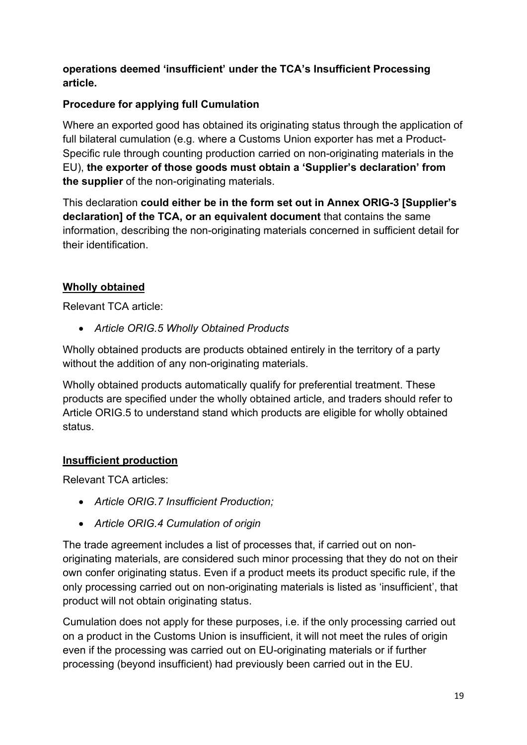**operations deemed 'insufficient' under the TCA's Insufficient Processing article.**

**Procedure for applying full Cumulation**

Where an exported good has obtained its originating status through the application of full bilateral cumulation (e.g. where a Customs Union exporter has met a Product-Specific rule through counting production carried on non-originating materials in the EU), **the exporter of those goods must obtain a 'Supplier's declaration' from the supplier** of the non-originating materials.

This declaration **could either be in the form set out in Annex ORIG-3 [Supplier's declaration] of the TCA, or an equivalent document** that contains the same information, describing the non-originating materials concerned in sufficient detail for their identification.

## Wholly obtained

Relevant TCA article:

- *Article ORIG.5 Wholly Obtained Products*

Wholly obtained products are products obtained entirely in the territory of a party without the addition of any non-originating materials.

Wholly obtained products automatically qualify for preferential treatment. These products are specified under the wholly obtained article, and traders should refer to Article ORIG.5 to understand stand which products are eligible for wholly obtained status.

## Insufficient production

Relevant TCA articles:

- *Article ORIG.7 Insufficient Production;*
- *Article ORIG.4 Cumulation of origin*

The trade agreement includes a list of processes that, if carried out on non-originating materials, are considered such minor processing that they do not on their own confer originating status. Even if a product meets its product specific rule, if the only processing carried out on non-originating materials is listed as 'insufficient', that product will not obtain originating status.

Cumulation does not apply for these purposes, i.e. if the only processing carried out on a product in the Customs Union is insufficient, it will not meet the rules of origin even if the processing was carried out on EU-originating materials or if further processing (beyond insufficient) had previously been carried out in the EU.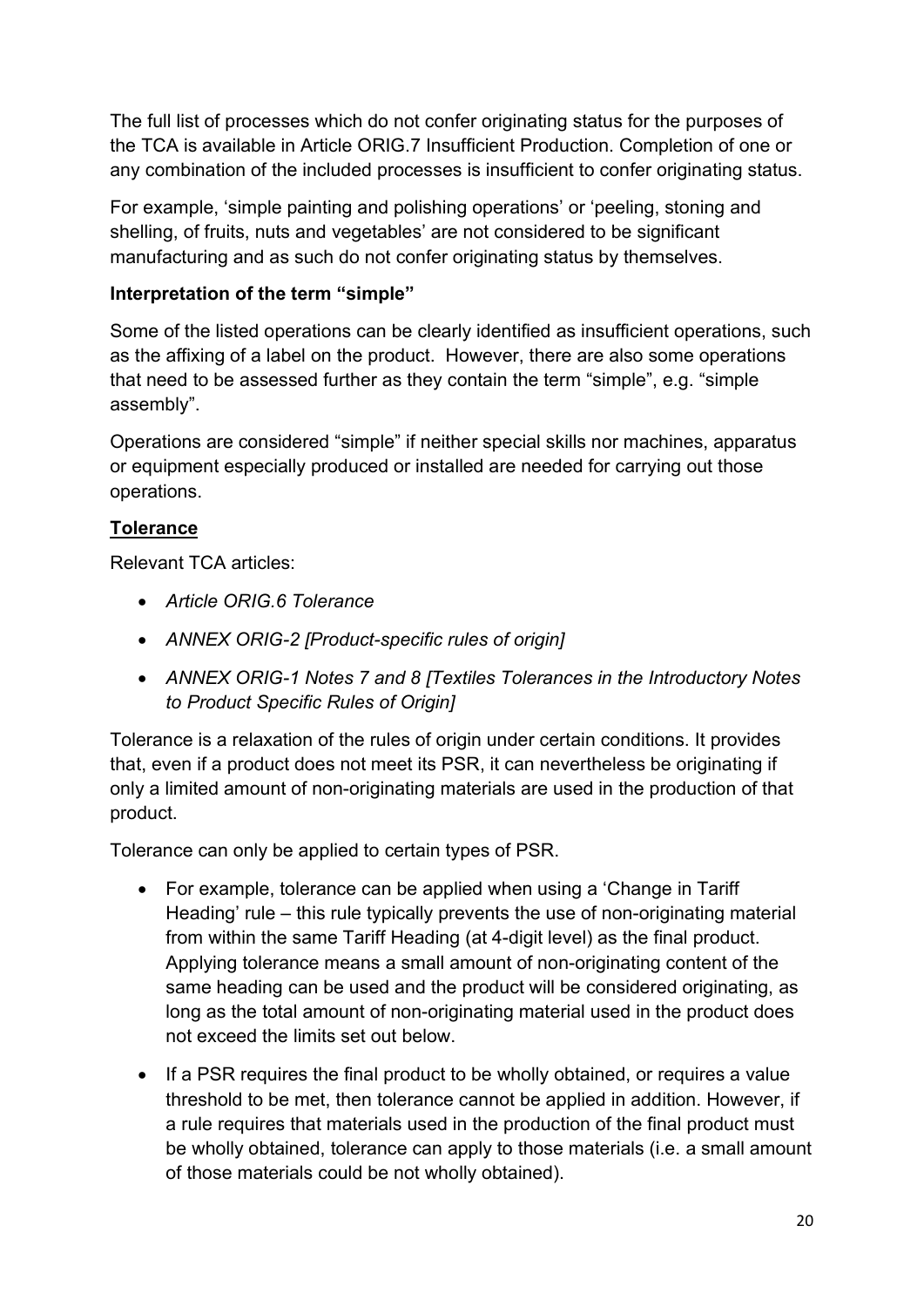The full list of processes which do not confer originating status for the purposes of the TCA is available in Article ORIG.7 Insufficient Production. Completion of one or any combination of the included processes is insufficient to confer originating status.

For example, 'simple painting and polishing operations' or 'peeling, stoning and shelling, of fruits, nuts and vegetables' are not considered to be significant manufacturing and as such do not confer originating status by themselves.

**Interpretation of the term "simple"**

Some of the listed operations can be clearly identified as insufficient operations, such as the affixing of a label on the product. However, there are also some operations that need to be assessed further as they contain the term "simple", e.g. "simple assembly".

Operations are considered "simple" if neither special skills nor machines, apparatus or equipment especially produced or installed are needed for carrying out those operations.

**Tolerance**

Relevant TCA articles:

- *Article ORIG.6 Tolerance*
- *ANNEX ORIG-2 [Product-specific rules of origin]*
- *ANNEX ORIG-1 Notes 7 and 8 [Textiles Tolerances in the Introductory Notes to Product Specific Rules of Origin]*

Tolerance is a relaxation of the rules of origin under certain conditions. It provides that, even if a product does not meet its PSR, it can nevertheless be originating if only a limited amount of non-originating materials are used in the production of that product.

Tolerance can only be applied to certain types of PSR.

- For example, tolerance can be applied when using a 'Change in Tariff Heading' rule – this rule typically prevents the use of non-originating material from within the same Tariff Heading (at 4-digit level) as the final product. Applying tolerance means a small amount of non-originating content of the same heading can be used and the product will be considered originating, as long as the total amount of non-originating material used in the product does not exceed the limits set out below.
- If a PSR requires the final product to be wholly obtained, or requires a value threshold to be met, then tolerance cannot be applied in addition. However, if a rule requires that materials used in the production of the final product must be wholly obtained, tolerance can apply to those materials (i.e. a small amount of those materials could be not wholly obtained).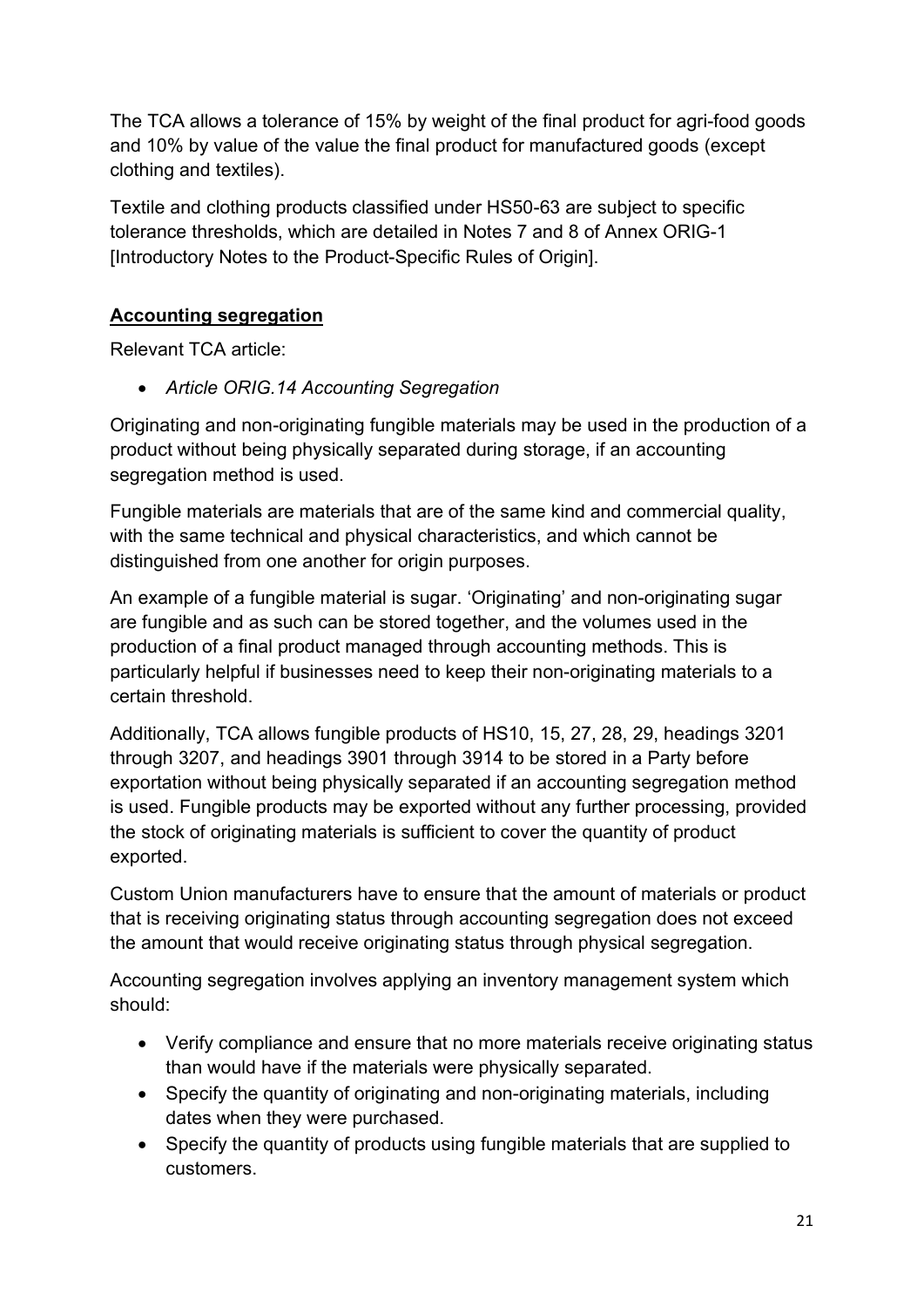The TCA allows a tolerance of 15% by weight of the final product for agri-food goods and 10% by value of the value the final product for manufactured goods (except clothing and textiles).

Textile and clothing products classified under HS50-63 are subject to specific tolerance thresholds, which are detailed in Notes 7 and 8 of Annex ORIG-1 [Introductory Notes to the Product-Specific Rules of Origin].

### **Accounting segregation**

Relevant TCA article:

- *Article ORIG.14 Accounting Segregation*

Originating and non-originating fungible materials may be used in the production of a product without being physically separated during storage, if an accounting segregation method is used.

Fungible materials are materials that are of the same kind and commercial quality, with the same technical and physical characteristics, and which cannot be distinguished from one another for origin purposes.

An example of a fungible material is sugar. 'Originating' and non-originating sugar are fungible and as such can be stored together, and the volumes used in the production of a final product managed through accounting methods. This is particularly helpful if businesses need to keep their non-originating materials to a certain threshold.

Additionally, TCA allows fungible products of HS10, 15, 27, 28, 29, headings 3201 through 3207, and headings 3901 through 3914 to be stored in a Party before exportation without being physically separated if an accounting segregation method is used. Fungible products may be exported without any further processing, provided the stock of originating materials is sufficient to cover the quantity of product exported.

Custom Union manufacturers have to ensure that the amount of materials or product that is receiving originating status through accounting segregation does not exceed the amount that would receive originating status through physical segregation.

Accounting segregation involves applying an inventory management system which should:

- Verify compliance and ensure that no more materials receive originating status than would have if the materials were physically separated.
- Specify the quantity of originating and non-originating materials, including dates when they were purchased.
- Specify the quantity of products using fungible materials that are supplied to customers.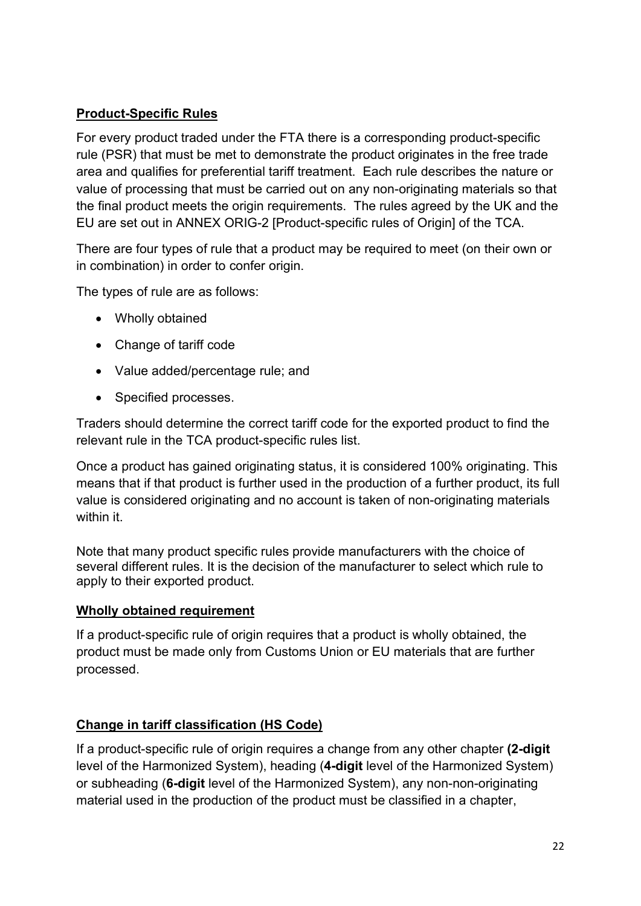**Product-Specific Rules**

For every product traded under the FTA there is a corresponding product-specific rule (PSR) that must be met to demonstrate the product originates in the free trade area and qualifies for preferential tariff treatment. Each rule describes the nature or value of processing that must be carried out on any non-originating materials so that the final product meets the origin requirements. The rules agreed by the UK and the EU are set out in ANNEX ORIG-2 [Product-specific rules of Origin] of the TCA.

There are four types of rule that a product may be required to meet (on their own or in combination) in order to confer origin.

The types of rule are as follows:

- Wholly obtained
- Change of tariff code
- Value added/percentage rule; and
- Specified processes.

Traders should determine the correct tariff code for the exported product to find the relevant rule in the TCA product-specific rules list.

Once a product has gained originating status, it is considered 100% originating. This means that if that product is further used in the production of a further product, its full value is considered originating and no account is taken of non-originating materials within it.

Note that many product specific rules provide manufacturers with the choice of several different rules. It is the decision of the manufacturer to select which rule to apply to their exported product.

**Wholly obtained requirement**

If a product-specific rule of origin requires that a product is wholly obtained, the product must be made only from Customs Union or EU materials that are further processed.

**Change in tariff classification (HS Code)**

If a product-specific rule of origin requires a change from any other chapter **(2-digit** level of the Harmonized System), heading (**4-digit** level of the Harmonized System) or subheading (**6-digit** level of the Harmonized System), any non-non-originating material used in the production of the product must be classified in a chapter,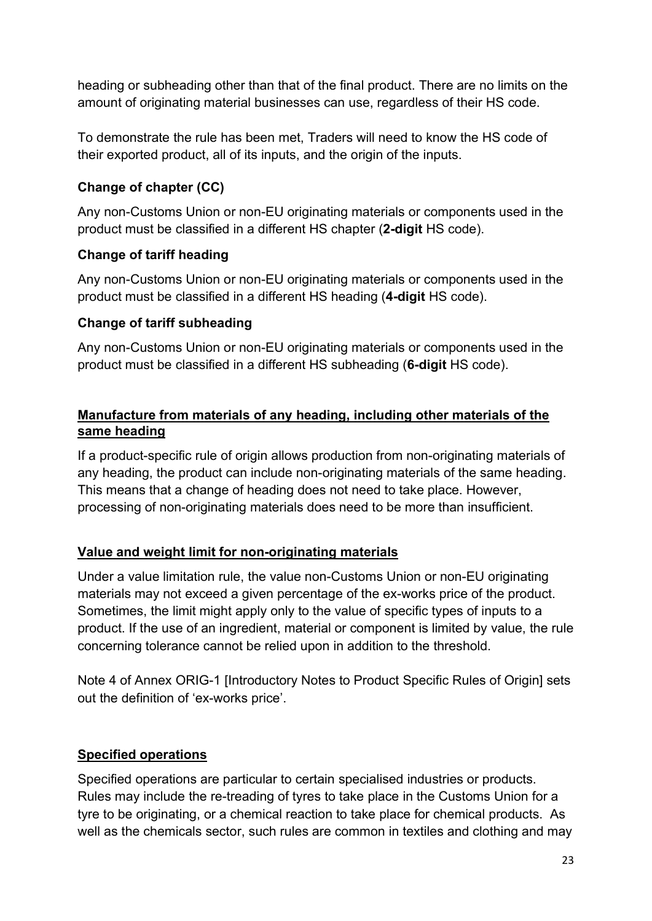heading or subheading other than that of the final product. There are no limits on the amount of originating material businesses can use, regardless of their HS code.

To demonstrate the rule has been met, Traders will need to know the HS code of their exported product, all of its inputs, and the origin of the inputs.

**Change of chapter (CC)**

Any non-Customs Union or non-EU originating materials or components used in the product must be classified in a different HS chapter (**2-digit** HS code).

**Change of tariff heading**

Any non-Customs Union or non-EU originating materials or components used in the product must be classified in a different HS heading (**4-digit** HS code).

**Change of tariff subheading**

Any non-Customs Union or non-EU originating materials or components used in the product must be classified in a different HS subheading (**6-digit** HS code).

**Manufacture from materials of any heading, including other materials of the same heading**

If a product-specific rule of origin allows production from non-originating materials of any heading, the product can include non-originating materials of the same heading. This means that a change of heading does not need to take place. However, processing of non-originating materials does need to be more than insufficient.

**Value and weight limit for non-originating materials**

Under a value limitation rule, the value non-Customs Union or non-EU originating materials may not exceed a given percentage of the ex-works price of the product. Sometimes, the limit might apply only to the value of specific types of inputs to a product. If the use of an ingredient, material or component is limited by value, the rule concerning tolerance cannot be relied upon in addition to the threshold.

Note 4 of Annex ORIG-1 [Introductory Notes to Product Specific Rules of Origin] sets out the definition of 'ex-works price'.

**Specified operations**

Specified operations are particular to certain specialised industries or products. Rules may include the re-treading of tyres to take place in the Customs Union for a tyre to be originating, or a chemical reaction to take place for chemical products. As well as the chemicals sector, such rules are common in textiles and clothing and may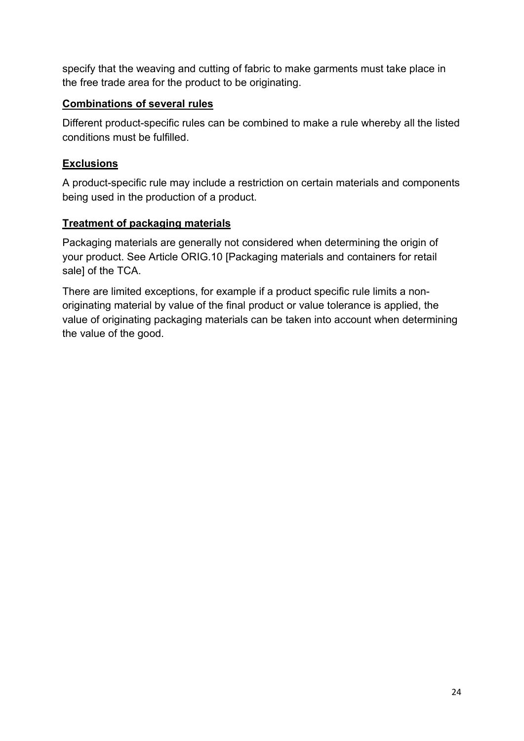specify that the weaving and cutting of fabric to make garments must take place in the free trade area for the product to be originating.

**Combinations of several rules**

Different product-specific rules can be combined to make a rule whereby all the listed conditions must be fulfilled.

**Exclusions**

A product-specific rule may include a restriction on certain materials and components being used in the production of a product.

**Treatment of packaging materials**

Packaging materials are generally not considered when determining the origin of your product. See Article ORIG.10 [Packaging materials and containers for retail sale] of the TCA.

There are limited exceptions, for example if a product specific rule limits a non-originating material by value of the final product or value tolerance is applied, the value of originating packaging materials can be taken into account when determining the value of the good.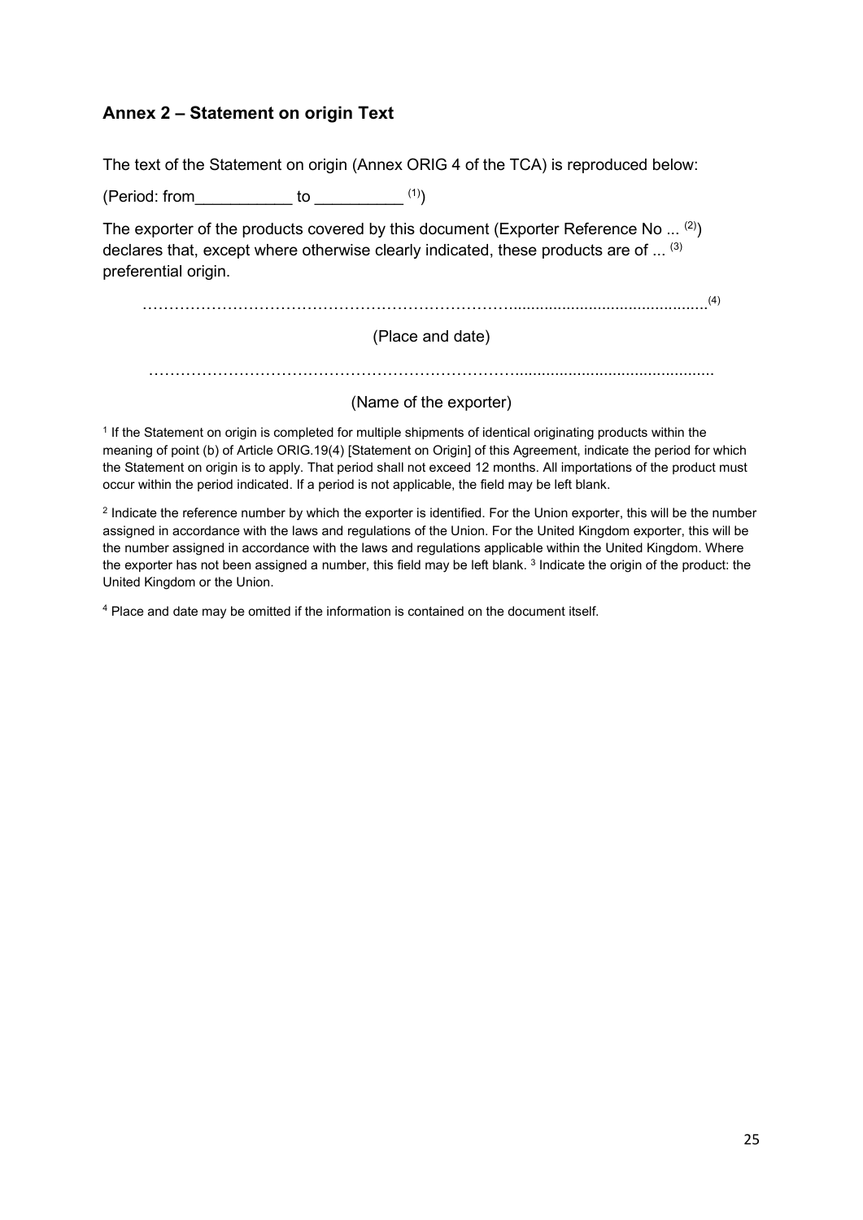## Annex 2 – Statement on origin Text

The text of the Statement on origin (Annex ORIG 4 of the TCA) is reproduced below:

(Period: from___________ to __________ [(1)])

The exporter of the products covered by this document (Exporter Reference No ... [(2)]) declares that, except where otherwise clearly indicated, these products are of ... [(3)] preferential origin.

……………………………………………………………………………............................................[(4)]

(Place and date)

……………………………………………………………………………............................................

(Name of the exporter)

[1] If the Statement on origin is completed for multiple shipments of identical originating products within the meaning of point (b) of Article ORIG.19(4) [Statement on Origin] of this Agreement, indicate the period for which the Statement on origin is to apply. That period shall not exceed 12 months. All importations of the product must occur within the period indicated. If a period is not applicable, the field may be left blank.

[2] Indicate the reference number by which the exporter is identified. For the Union exporter, this will be the number assigned in accordance with the laws and regulations of the Union. For the United Kingdom exporter, this will be the number assigned in accordance with the laws and regulations applicable within the United Kingdom. Where the exporter has not been assigned a number, this field may be left blank. [3] Indicate the origin of the product: the United Kingdom or the Union.

[4] Place and date may be omitted if the information is contained on the document itself.